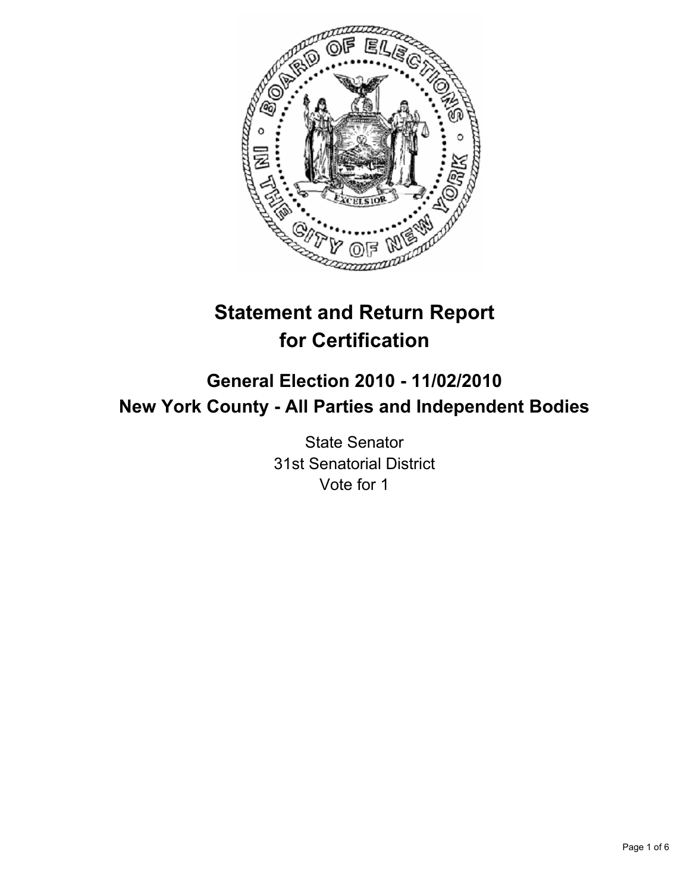# Statement and Return Report for Certification

## General Election 2010 - 11/02/2010

## New York County - All Parties and Independent Bodies

State Senator
31st Senatorial District
Vote for 1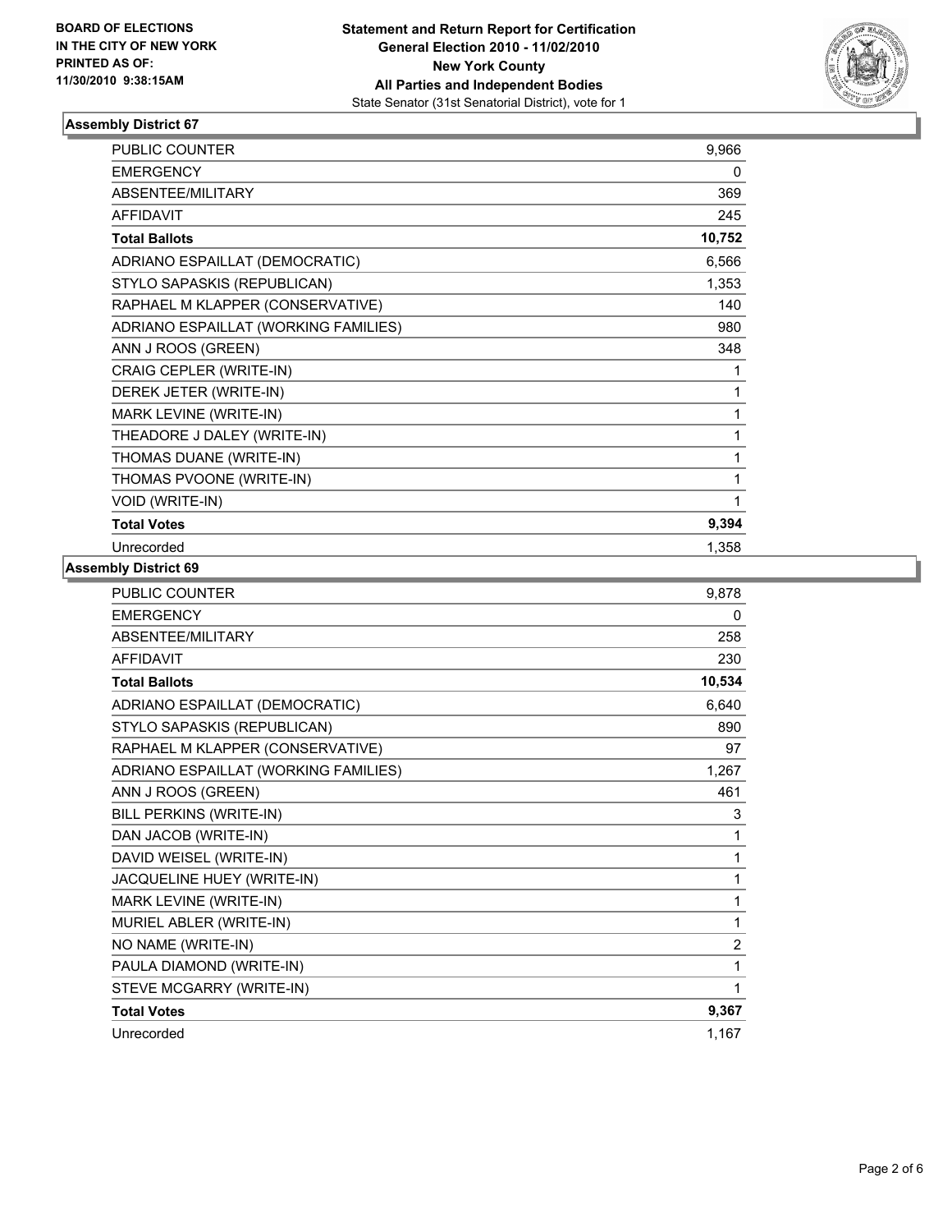BOARD OF ELECTIONS
IN THE CITY OF NEW YORK
PRINTED AS OF:
11/30/2010 9:38:15AM

**Statement and Return Report for Certification**
**General Election 2010 - 11/02/2010**
**New York County**
**All Parties and Independent Bodies**
State Senator (31st Senatorial District), vote for 1

### Assembly District 67

| | |
|---|---|
| PUBLIC COUNTER | 9,966 |
| EMERGENCY | 0 |
| ABSENTEE/MILITARY | 369 |
| AFFIDAVIT | 245 |
| **Total Ballots** | **10,752** |
| ADRIANO ESPAILLAT (DEMOCRATIC) | 6,566 |
| STYLO SAPASKIS (REPUBLICAN) | 1,353 |
| RAPHAEL M KLAPPER (CONSERVATIVE) | 140 |
| ADRIANO ESPAILLAT (WORKING FAMILIES) | 980 |
| ANN J ROOS (GREEN) | 348 |
| CRAIG CEPLER (WRITE-IN) | 1 |
| DEREK JETER (WRITE-IN) | 1 |
| MARK LEVINE (WRITE-IN) | 1 |
| THEADORE J DALEY (WRITE-IN) | 1 |
| THOMAS DUANE (WRITE-IN) | 1 |
| THOMAS PVOONE (WRITE-IN) | 1 |
| VOID (WRITE-IN) | 1 |
| **Total Votes** | **9,394** |
| Unrecorded | 1,358 |

### Assembly District 69

| | |
|---|---|
| PUBLIC COUNTER | 9,878 |
| EMERGENCY | 0 |
| ABSENTEE/MILITARY | 258 |
| AFFIDAVIT | 230 |
| **Total Ballots** | **10,534** |
| ADRIANO ESPAILLAT (DEMOCRATIC) | 6,640 |
| STYLO SAPASKIS (REPUBLICAN) | 890 |
| RAPHAEL M KLAPPER (CONSERVATIVE) | 97 |
| ADRIANO ESPAILLAT (WORKING FAMILIES) | 1,267 |
| ANN J ROOS (GREEN) | 461 |
| BILL PERKINS (WRITE-IN) | 3 |
| DAN JACOB (WRITE-IN) | 1 |
| DAVID WEISEL (WRITE-IN) | 1 |
| JACQUELINE HUEY (WRITE-IN) | 1 |
| MARK LEVINE (WRITE-IN) | 1 |
| MURIEL ABLER (WRITE-IN) | 1 |
| NO NAME (WRITE-IN) | 2 |
| PAULA DIAMOND (WRITE-IN) | 1 |
| STEVE MCGARRY (WRITE-IN) | 1 |
| **Total Votes** | **9,367** |
| Unrecorded | 1,167 |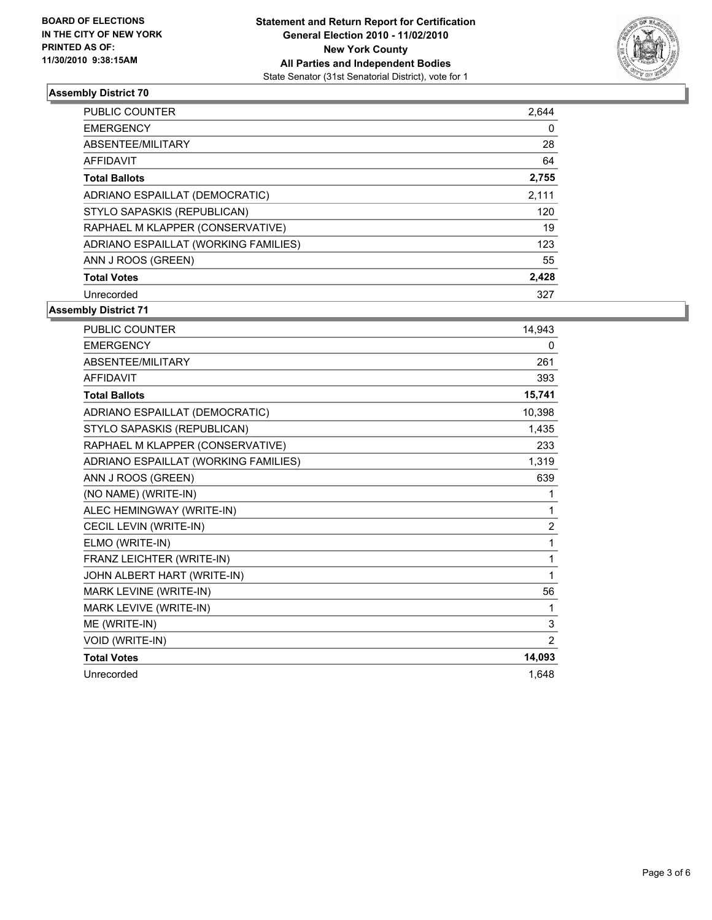**BOARD OF ELECTIONS IN THE CITY OF NEW YORK PRINTED AS OF: 11/30/2010 9:38:15AM**

**Statement and Return Report for Certification**
**General Election 2010 - 11/02/2010**
**New York County**
**All Parties and Independent Bodies**
State Senator (31st Senatorial District), vote for 1

### Assembly District 70

| | |
|---|---|
| PUBLIC COUNTER | 2,644 |
| EMERGENCY | 0 |
| ABSENTEE/MILITARY | 28 |
| AFFIDAVIT | 64 |
| **Total Ballots** | **2,755** |
| ADRIANO ESPAILLAT (DEMOCRATIC) | 2,111 |
| STYLO SAPASKIS (REPUBLICAN) | 120 |
| RAPHAEL M KLAPPER (CONSERVATIVE) | 19 |
| ADRIANO ESPAILLAT (WORKING FAMILIES) | 123 |
| ANN J ROOS (GREEN) | 55 |
| **Total Votes** | **2,428** |
| Unrecorded | 327 |

### Assembly District 71

| | |
|---|---|
| PUBLIC COUNTER | 14,943 |
| EMERGENCY | 0 |
| ABSENTEE/MILITARY | 261 |
| AFFIDAVIT | 393 |
| **Total Ballots** | **15,741** |
| ADRIANO ESPAILLAT (DEMOCRATIC) | 10,398 |
| STYLO SAPASKIS (REPUBLICAN) | 1,435 |
| RAPHAEL M KLAPPER (CONSERVATIVE) | 233 |
| ADRIANO ESPAILLAT (WORKING FAMILIES) | 1,319 |
| ANN J ROOS (GREEN) | 639 |
| (NO NAME) (WRITE-IN) | 1 |
| ALEC HEMINGWAY (WRITE-IN) | 1 |
| CECIL LEVIN (WRITE-IN) | 2 |
| ELMO (WRITE-IN) | 1 |
| FRANZ LEICHTER (WRITE-IN) | 1 |
| JOHN ALBERT HART (WRITE-IN) | 1 |
| MARK LEVINE (WRITE-IN) | 56 |
| MARK LEVIVE (WRITE-IN) | 1 |
| ME (WRITE-IN) | 3 |
| VOID (WRITE-IN) | 2 |
| **Total Votes** | **14,093** |
| Unrecorded | 1,648 |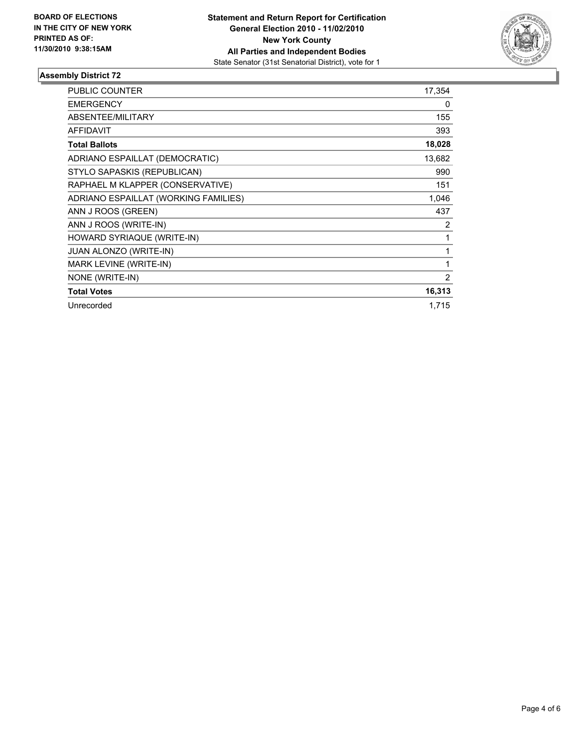**BOARD OF ELECTIONS IN THE CITY OF NEW YORK PRINTED AS OF: 11/30/2010 9:38:15AM**

**Statement and Return Report for Certification General Election 2010 - 11/02/2010 New York County All Parties and Independent Bodies**
State Senator (31st Senatorial District), vote for 1

## Assembly District 72

| | |
|---|---|
| PUBLIC COUNTER | 17,354 |
| EMERGENCY | 0 |
| ABSENTEE/MILITARY | 155 |
| AFFIDAVIT | 393 |
| **Total Ballots** | **18,028** |
| ADRIANO ESPAILLAT (DEMOCRATIC) | 13,682 |
| STYLO SAPASKIS (REPUBLICAN) | 990 |
| RAPHAEL M KLAPPER (CONSERVATIVE) | 151 |
| ADRIANO ESPAILLAT (WORKING FAMILIES) | 1,046 |
| ANN J ROOS (GREEN) | 437 |
| ANN J ROOS (WRITE-IN) | 2 |
| HOWARD SYRIAQUE (WRITE-IN) | 1 |
| JUAN ALONZO (WRITE-IN) | 1 |
| MARK LEVINE (WRITE-IN) | 1 |
| NONE (WRITE-IN) | 2 |
| **Total Votes** | **16,313** |
| Unrecorded | 1,715 |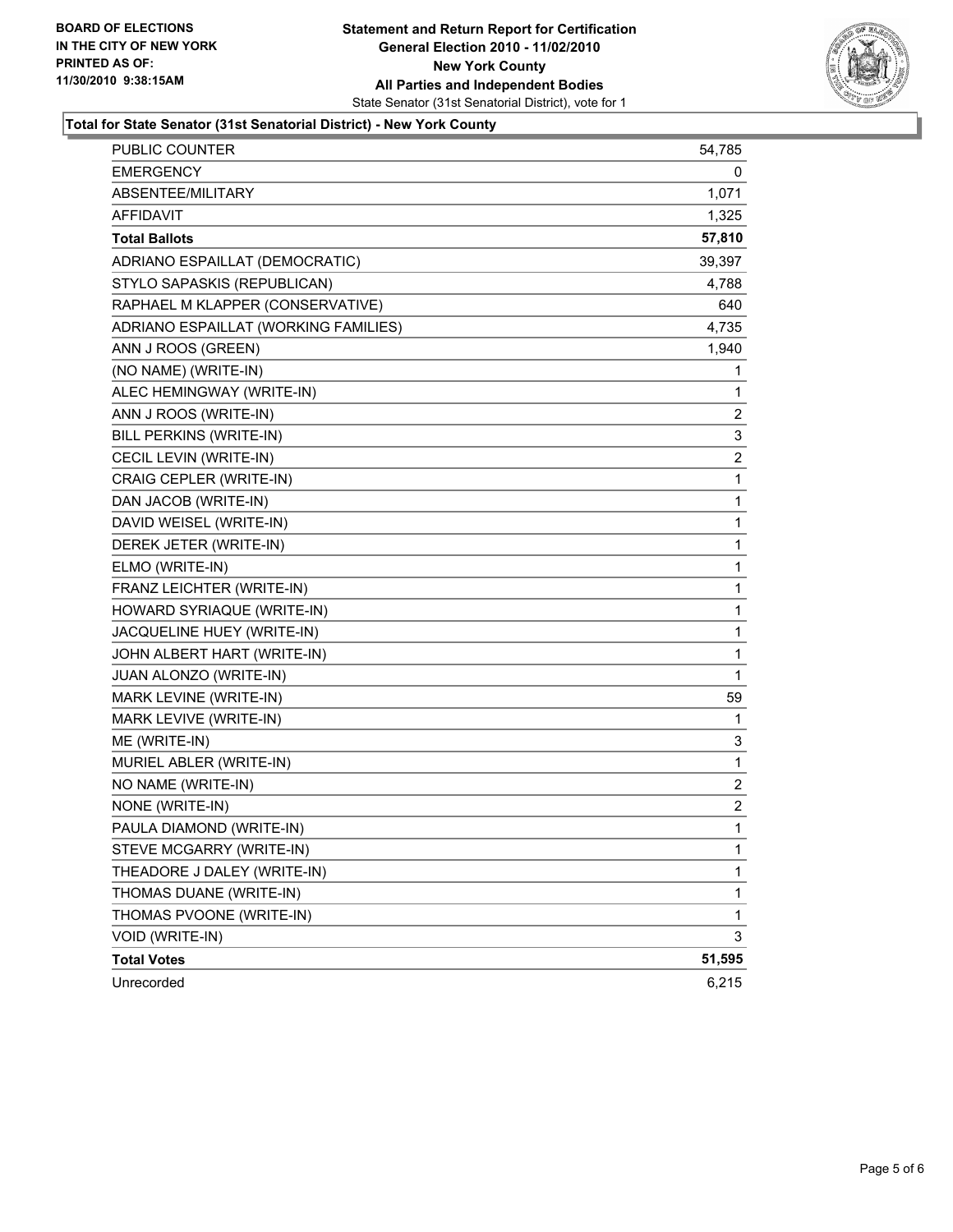**BOARD OF ELECTIONS**
**IN THE CITY OF NEW YORK**
**PRINTED AS OF:**
**11/30/2010 9:38:15AM**

**Statement and Return Report for Certification**
**General Election 2010 - 11/02/2010**
**New York County**
**All Parties and Independent Bodies**
State Senator (31st Senatorial District), vote for 1

**Total for State Senator (31st Senatorial District) - New York County**

| | |
|---|---|
| PUBLIC COUNTER | 54,785 |
| EMERGENCY | 0 |
| ABSENTEE/MILITARY | 1,071 |
| AFFIDAVIT | 1,325 |
| **Total Ballots** | **57,810** |
| ADRIANO ESPAILLAT (DEMOCRATIC) | 39,397 |
| STYLO SAPASKIS (REPUBLICAN) | 4,788 |
| RAPHAEL M KLAPPER (CONSERVATIVE) | 640 |
| ADRIANO ESPAILLAT (WORKING FAMILIES) | 4,735 |
| ANN J ROOS (GREEN) | 1,940 |
| (NO NAME) (WRITE-IN) | 1 |
| ALEC HEMINGWAY (WRITE-IN) | 1 |
| ANN J ROOS (WRITE-IN) | 2 |
| BILL PERKINS (WRITE-IN) | 3 |
| CECIL LEVIN (WRITE-IN) | 2 |
| CRAIG CEPLER (WRITE-IN) | 1 |
| DAN JACOB (WRITE-IN) | 1 |
| DAVID WEISEL (WRITE-IN) | 1 |
| DEREK JETER (WRITE-IN) | 1 |
| ELMO (WRITE-IN) | 1 |
| FRANZ LEICHTER (WRITE-IN) | 1 |
| HOWARD SYRIAQUE (WRITE-IN) | 1 |
| JACQUELINE HUEY (WRITE-IN) | 1 |
| JOHN ALBERT HART (WRITE-IN) | 1 |
| JUAN ALONZO (WRITE-IN) | 1 |
| MARK LEVINE (WRITE-IN) | 59 |
| MARK LEVIVE (WRITE-IN) | 1 |
| ME (WRITE-IN) | 3 |
| MURIEL ABLER (WRITE-IN) | 1 |
| NO NAME (WRITE-IN) | 2 |
| NONE (WRITE-IN) | 2 |
| PAULA DIAMOND (WRITE-IN) | 1 |
| STEVE MCGARRY (WRITE-IN) | 1 |
| THEADORE J DALEY (WRITE-IN) | 1 |
| THOMAS DUANE (WRITE-IN) | 1 |
| THOMAS PVOONE (WRITE-IN) | 1 |
| VOID (WRITE-IN) | 3 |
| **Total Votes** | **51,595** |
| Unrecorded | 6,215 |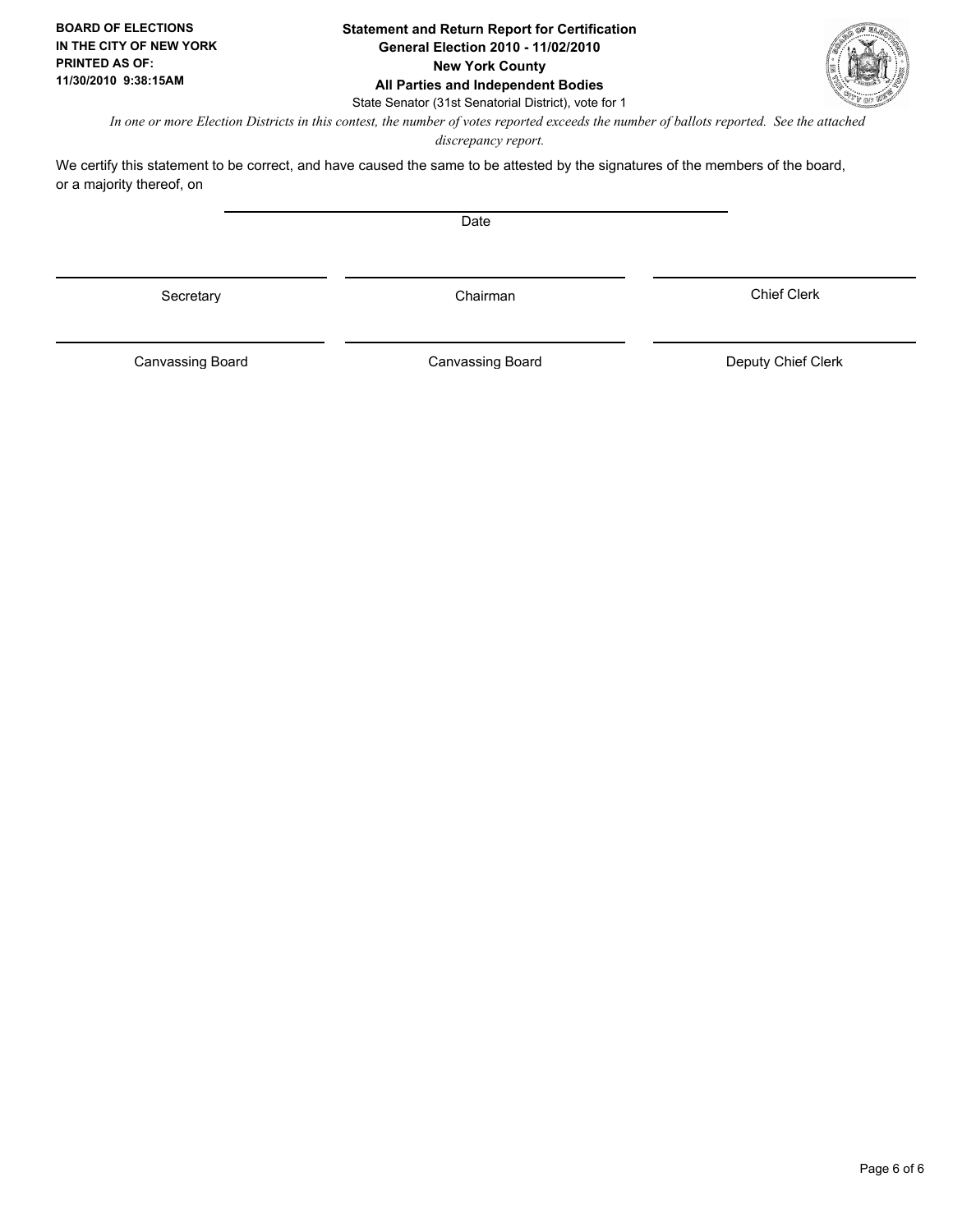**BOARD OF ELECTIONS IN THE CITY OF NEW YORK**
**PRINTED AS OF: 11/30/2010 9:38:15AM**

**Statement and Return Report for Certification**
**General Election 2010 - 11/02/2010**
**New York County**
**All Parties and Independent Bodies**
State Senator (31st Senatorial District), vote for 1

*In one or more Election Districts in this contest, the number of votes reported exceeds the number of ballots reported. See the attached discrepancy report.*

We certify this statement to be correct, and have caused the same to be attested by the signatures of the members of the board, or a majority thereof, on

Date

| | | |
|---|---|---|
| Secretary | Chairman | Chief Clerk |
| Canvassing Board | Canvassing Board | Deputy Chief Clerk |